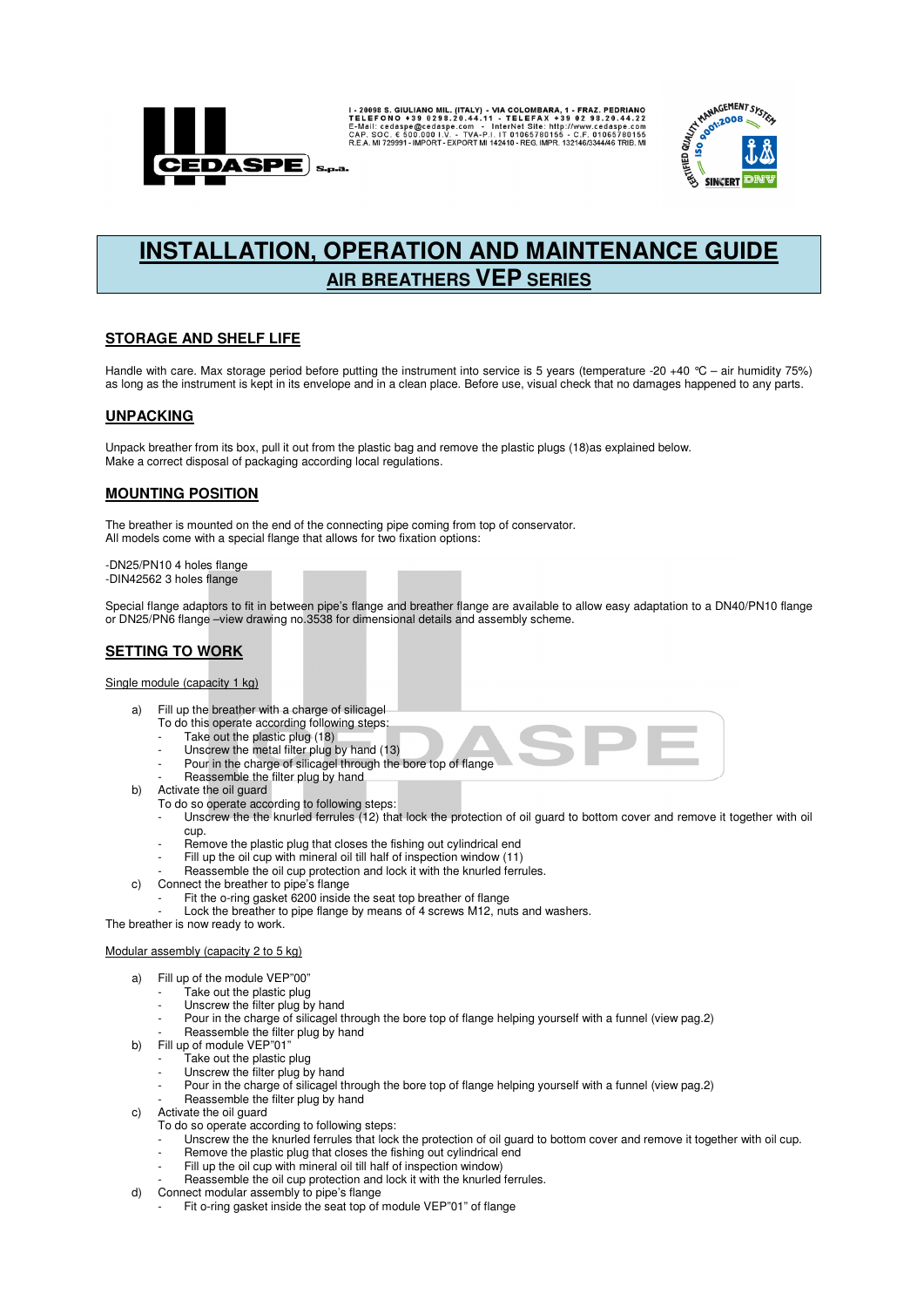I - 20098 S. GIULIANO MIL. (ITALY) - VIA COLOMBARA, 1 - FRAZ. PEDRIANO
TELEFONO +39 0298.20.44.11 - TELEFAX +39 02 98.20.44.22
E-Mail: cedaspe@cedaspe.com - InterNet Site: http://www.cedaspe.com
CAP. SOC. € 500.000 I.V. - TVA-P.I. IT 01065780155 - C.F. 01065780155
R.E.A. MI 729991 - IMPORT - EXPORT MI 142410 - REG. IMPR. 132146/3344/46 TRIB. MI

# INSTALLATION, OPERATION AND MAINTENANCE GUIDE

## AIR BREATHERS VEP SERIES

## STORAGE AND SHELF LIFE

Handle with care. Max storage period before putting the instrument into service is 5 years (temperature -20 +40 °C – air humidity 75%) as long as the instrument is kept in its envelope and in a clean place. Before use, visual check that no damages happened to any parts.

## UNPACKING

Unpack breather from its box, pull it out from the plastic bag and remove the plastic plugs (18)as explained below.
Make a correct disposal of packaging according local regulations.

## MOUNTING POSITION

The breather is mounted on the end of the connecting pipe coming from top of conservator.
All models come with a special flange that allows for two fixation options:

-DN25/PN10 4 holes flange
-DIN42562 3 holes flange

Special flange adaptors to fit in between pipe's flange and breather flange are available to allow easy adaptation to a DN40/PN10 flange or DN25/PN6 flange –view drawing no.3538 for dimensional details and assembly scheme.

## SETTING TO WORK

Single module (capacity 1 kg)

a) Fill up the breather with a charge of silicagel
   To do this operate according following steps:
   - Take out the plastic plug (18)
   - Unscrew the metal filter plug by hand (13)
   - Pour in the charge of silicagel through the bore top of flange
   - Reassemble the filter plug by hand
b) Activate the oil guard
   To do so operate according to following steps:
   - Unscrew the the knurled ferrules (12) that lock the protection of oil guard to bottom cover and remove it together with oil cup.
   - Remove the plastic plug that closes the fishing out cylindrical end
   - Fill up the oil cup with mineral oil till half of inspection window (11)
   - Reassemble the oil cup protection and lock it with the knurled ferrules.
c) Connect the breather to pipe's flange
   - Fit the o-ring gasket 6200 inside the seat top breather of flange
   - Lock the breather to pipe flange by means of 4 screws M12, nuts and washers.

The breather is now ready to work.

Modular assembly (capacity 2 to 5 kg)

a) Fill up of the module VEP"00"
   - Take out the plastic plug
   - Unscrew the filter plug by hand
   - Pour in the charge of silicagel through the bore top of flange helping yourself with a funnel (view pag.2)
   - Reassemble the filter plug by hand
b) Fill up of module VEP"01"
   - Take out the plastic plug
   - Unscrew the filter plug by hand
   - Pour in the charge of silicagel through the bore top of flange helping yourself with a funnel (view pag.2)
   - Reassemble the filter plug by hand
c) Activate the oil guard
   To do so operate according to following steps:
   - Unscrew the the knurled ferrules that lock the protection of oil guard to bottom cover and remove it together with oil cup.
   - Remove the plastic plug that closes the fishing out cylindrical end
   - Fill up the oil cup with mineral oil till half of inspection window)
   - Reassemble the oil cup protection and lock it with the knurled ferrules.
d) Connect modular assembly to pipe's flange
   - Fit o-ring gasket inside the seat top of module VEP"01" of flange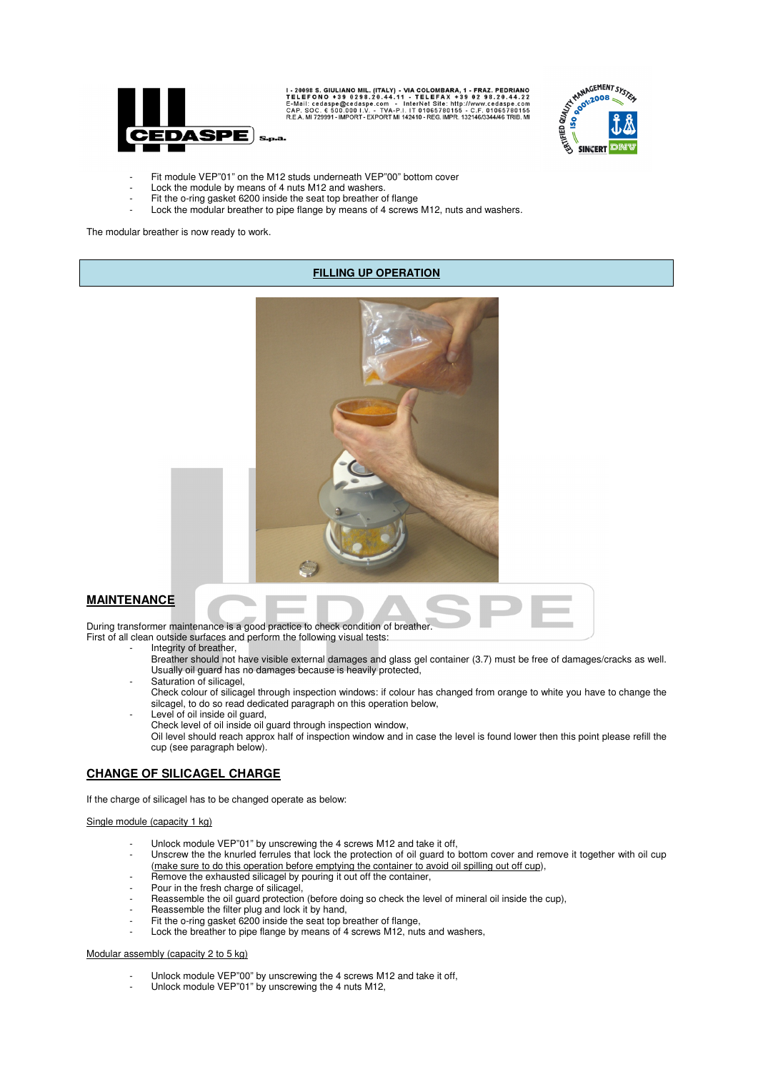- Fit module VEP"01" on the M12 studs underneath VEP"00" bottom cover
- Lock the module by means of 4 nuts M12 and washers.
- Fit the o-ring gasket 6200 inside the seat top breather of flange
- Lock the modular breather to pipe flange by means of 4 screws M12, nuts and washers.

The modular breather is now ready to work.

## FILLING UP OPERATION

## MAINTENANCE

During transformer maintenance is a good practice to check condition of breather.
First of all clean outside surfaces and perform the following visual tests:

- Integrity of breather,
  Breather should not have visible external damages and glass gel container (3.7) must be free of damages/cracks as well.
  Usually oil guard has no damages because is heavily protected,
- Saturation of silicagel,
  Check colour of silicagel through inspection windows: if colour has changed from orange to white you have to change the silcagel, to do so read dedicated paragraph on this operation shown below,
- Level of oil inside oil guard,
  Check level of oil inside oil guard through inspection window,
  Oil level should reach approx half of inspection window and in case the level is found lower then this point please refill the cup (see paragraph below).

## CHANGE OF SILICAGEL CHARGE

If the charge of silicagel has to be changed operate as below:

Single module (capacity 1 kg)

- Unlock module VEP"01" by unscrewing the 4 screws M12 and take it off,
- Unscrew the the knurled ferrules that lock the protection of oil guard to bottom cover and remove it together with oil cup (make sure to do this operation before emptying the container to avoid oil spilling out off cup),
- Remove the exhausted silicagel by pouring it out off the container,
- Pour in the fresh charge of silicagel,
- Reassemble the oil guard protection (before doing so check the level of mineral oil inside the cup),
- Reassemble the filter plug and lock it by hand,
- Fit the o-ring gasket 6200 inside the seat top breather of flange,
- Lock the breather to pipe flange by means of 4 screws M12, nuts and washers,

Modular assembly (capacity 2 to 5 kg)

- Unlock module VEP"00" by unscrewing the 4 screws M12 and take it off,
- Unlock module VEP"01" by unscrewing the 4 nuts M12,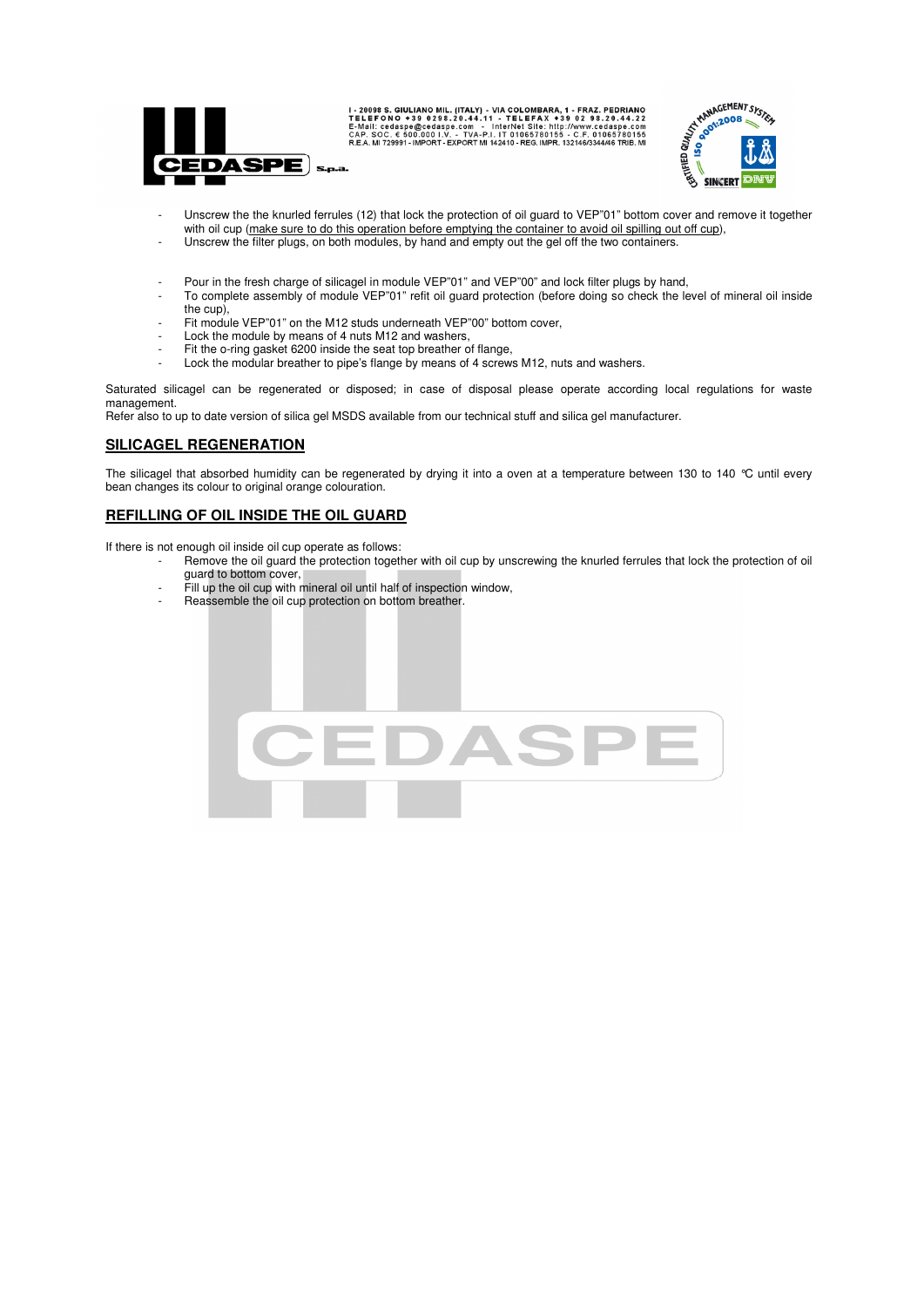- Unscrew the the knurled ferrules (12) that lock the protection of oil guard to VEP"01" bottom cover and remove it together with oil cup (<u>make sure to do this operation before emptying the container to avoid oil spilling out off cup</u>),
- Unscrew the filter plugs, on both modules, by hand and empty out the gel off the two containers.

- Pour in the fresh charge of silicagel in module VEP"01" and VEP"00" and lock filter plugs by hand,
- To complete assembly of module VEP"01" refit oil guard protection (before doing so check the level of mineral oil inside the cup),
- Fit module VEP"01" on the M12 studs underneath VEP"00" bottom cover,
- Lock the module by means of 4 nuts M12 and washers,
- Fit the o-ring gasket 6200 inside the seat top breather of flange,
- Lock the modular breather to pipe's flange by means of 4 screws M12, nuts and washers.

Saturated silicagel can be regenerated or disposed; in case of disposal please operate according local regulations for waste management.
Refer also to up to date version of silica gel MSDS available from our technical stuff and silica gel manufacturer.

## SILICAGEL REGENERATION

The silicagel that absorbed humidity can be regenerated by drying it into a oven at a temperature between 130 to 140 °C until every bean changes its colour to original orange colouration.

## REFILLING OF OIL INSIDE THE OIL GUARD

If there is not enough oil inside oil cup operate as follows:

- Remove the oil guard the protection together with oil cup by unscrewing the knurled ferrules that lock the protection of oil guard to bottom cover,
- Fill up the oil cup with mineral oil until half of inspection window,
- Reassemble the oil cup protection on bottom breather.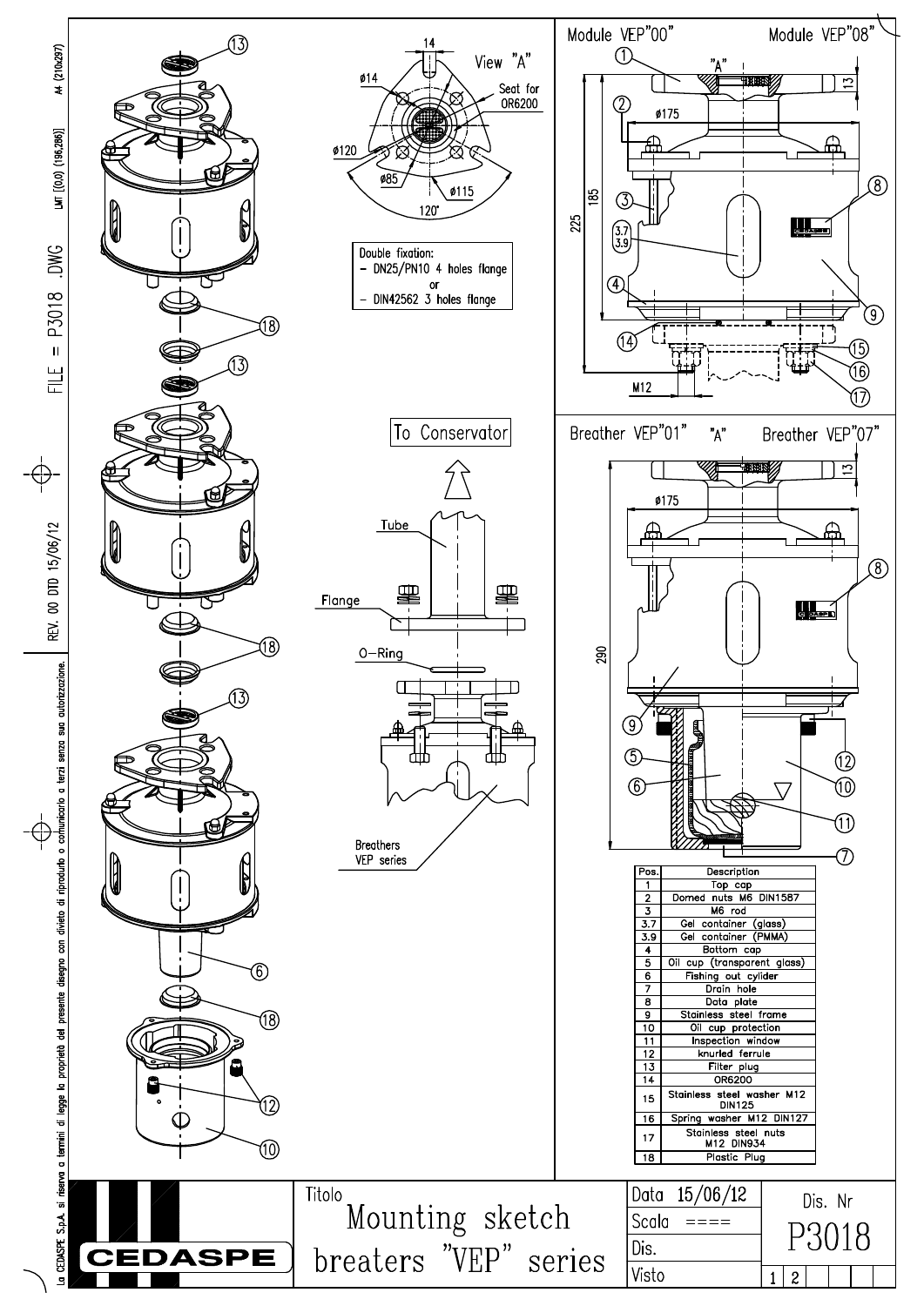Module VEP"00" — Module VEP"08"

View "A"

- Seat for OR6200
- ø14, 14, ø120, ø85, ø115, 120°

Double fixation:
- DN25/PN10 4 holes flange
  or
- DIN42562 3 holes flange

To Conservator

Tube — Flange — O-Ring — Breathers VEP series

Breather VEP"01" "A" Breather VEP"07"

| Pos. | Description |
|---|---|
| 1 | Top cap |
| 2 | Domed nuts M6 DIN1587 |
| 3 | M6 rod |
| 3.7 | Gel container (glass) |
| 3.9 | Gel container (PMMA) |
| 4 | Bottom cap |
| 5 | Oil cup (transparent glass) |
| 6 | Fishing out cylider |
| 7 | Drain hole |
| 8 | Data plate |
| 9 | Stainless steel frame |
| 10 | Oil cup protection |
| 11 | Inspection window |
| 12 | knurled ferrule |
| 13 | Filter plug |
| 14 | OR6200 |
| 15 | Stainless steel washer M12 DIN125 |
| 16 | Spring washer M12 DIN127 |
| 17 | Stainless steel nuts M12 DIN934 |
| 18 | Plastic Plug |

| Titolo | Data | Dis. Nr |
|---|---|---|
| Mounting sketch breaters "VEP" series | 15/06/12 | P3018 |
| | Scala ==== | |
| | Dis. | |
| | Visto | 1 2 |

CEDASPE

FILE = P3018 .DWG — REV. 00 DTD 15/06/12

La CEDASPE S.p.A. si riserva a termini di legge la proprietà del presente disegno con divieto di riprodurlo o comunicarlo a terzi senza sua autorizzazione.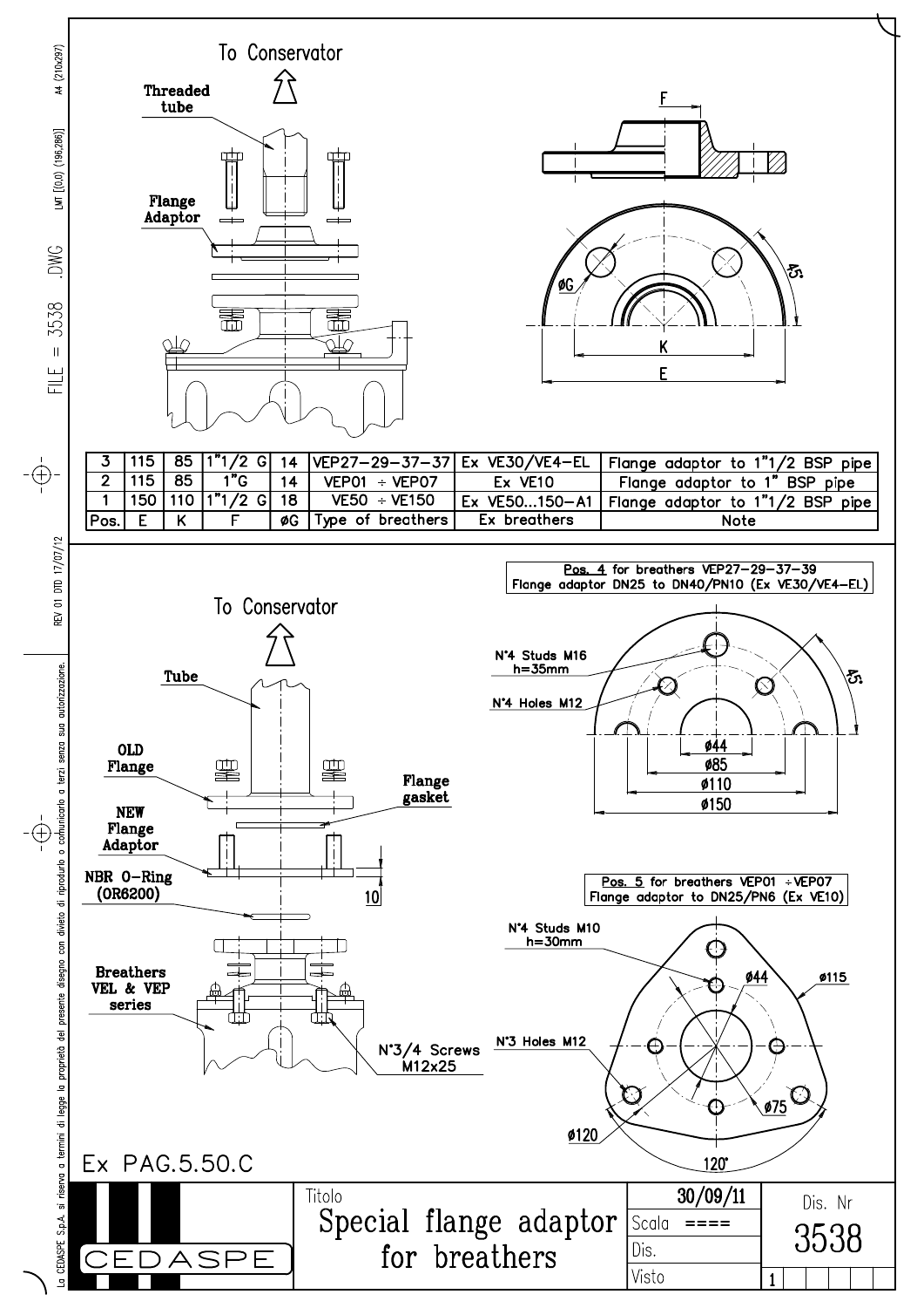To Conservator

Threaded tube

Flange Adaptor

F

øG

45°

K

E

| Pos. | E | K | F | øG | Type of breathers | Ex breathers | Note |
|---|---|---|---|---|---|---|---|
| 3 | 115 | 85 | 1"1/2 G | 14 | VEP27–29–37–37 | Ex VE30/VE4–EL | Flange adaptor to 1"1/2 BSP pipe |
| 2 | 115 | 85 | 1"G | 14 | VEP01 ÷ VEP07 | Ex VE10 | Flange adaptor to 1" BSP pipe |
| 1 | 150 | 110 | 1"1/2 G | 18 | VE50 ÷ VE150 | Ex VE50...150–A1 | Flange adaptor to 1"1/2 BSP pipe |

To Conservator

Tube

OLD Flange

Flange gasket

NEW Flange Adaptor

10

NBR O-Ring (OR6200)

Breathers VEL & VEP series

N°3/4 Screws M12x25

**Pos. 4** for breathers VEP27–29–37–39
Flange adaptor DN25 to DN40/PN10 (Ex VE30/VE4–EL)

N°4 Studs M16 h=35mm

N°4 Holes M12

45°

ø44

ø85

ø110

ø150

**Pos. 5** for breathers VEP01 ÷VEP07
Flange adaptor to DN25/PN6 (Ex VE10)

N°4 Studs M10 h=30mm

ø44

ø115

N°3 Holes M12

ø75

ø120

120°

Ex PAG.5.50.C

CEDASPE

Titolo
Special flange adaptor for breathers

30/09/11

Scala ====

Dis.

Visto

Dis. Nr
3538

1

FILE = 3538 .DWG

REV 01 DTD 17/07/12

La CEDASPE S.p.A. si riserva a termini di legge la proprietà del presente disegno con divieto di riprodurlo o comunicarlo a terzi senza sua autorizzazione.